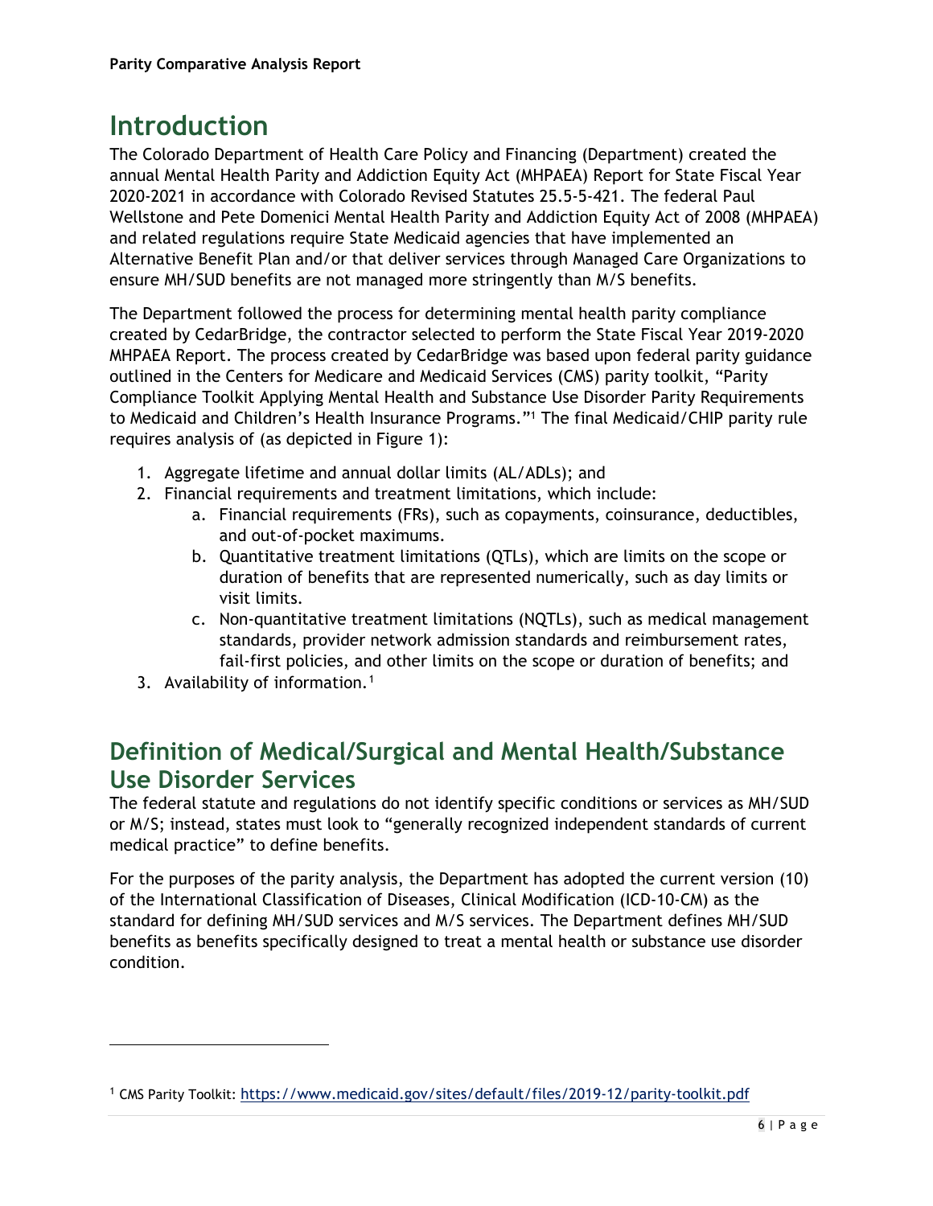# Introduction

The Colorado Department of Health Care Policy and Financing (Department) created the annual Mental Health Parity and Addiction Equity Act (MHPAEA) Report for State Fiscal Year 2020-2021 in accordance with Colorado Revised Statutes 25.5-5-421. The federal Paul Wellstone and Pete Domenici Mental Health Parity and Addiction Equity Act of 2008 (MHPAEA) and related regulations require State Medicaid agencies that have implemented an Alternative Benefit Plan and/or that deliver services through Managed Care Organizations to ensure MH/SUD benefits are not managed more stringently than M/S benefits.

The Department followed the process for determining mental health parity compliance created by CedarBridge, the contractor selected to perform the State Fiscal Year 2019-2020 MHPAEA Report. The process created by CedarBridge was based upon federal parity guidance outlined in the Centers for Medicare and Medicaid Services (CMS) parity toolkit, "Parity Compliance Toolkit Applying Mental Health and Substance Use Disorder Parity Requirements to Medicaid and Children's Health Insurance Programs."[1] The final Medicaid/CHIP parity rule requires analysis of (as depicted in Figure 1):

1. Aggregate lifetime and annual dollar limits (AL/ADLs); and
2. Financial requirements and treatment limitations, which include:
    a. Financial requirements (FRs), such as copayments, coinsurance, deductibles, and out-of-pocket maximums.
    b. Quantitative treatment limitations (QTLs), which are limits on the scope or duration of benefits that are represented numerically, such as day limits or visit limits.
    c. Non-quantitative treatment limitations (NQTLs), such as medical management standards, provider network admission standards and reimbursement rates, fail-first policies, and other limits on the scope or duration of benefits; and
3. Availability of information.[1]

## Definition of Medical/Surgical and Mental Health/Substance Use Disorder Services

The federal statute and regulations do not identify specific conditions or services as MH/SUD or M/S; instead, states must look to "generally recognized independent standards of current medical practice" to define benefits.

For the purposes of the parity analysis, the Department has adopted the current version (10) of the International Classification of Diseases, Clinical Modification (ICD-10-CM) as the standard for defining MH/SUD services and M/S services. The Department defines MH/SUD benefits as benefits specifically designed to treat a mental health or substance use disorder condition.

[1] CMS Parity Toolkit: https://www.medicaid.gov/sites/default/files/2019-12/parity-toolkit.pdf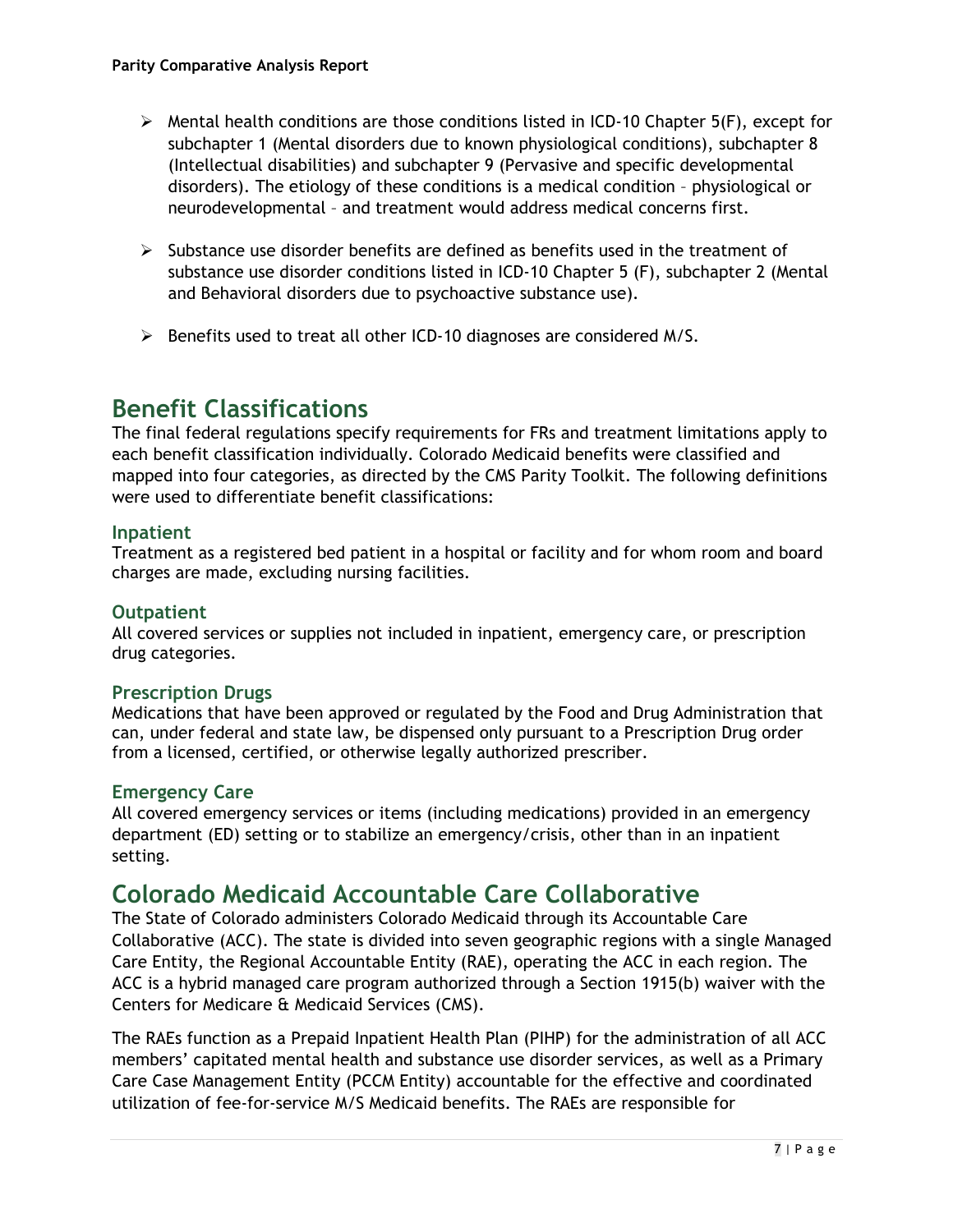- Mental health conditions are those conditions listed in ICD-10 Chapter 5(F), except for subchapter 1 (Mental disorders due to known physiological conditions), subchapter 8 (Intellectual disabilities) and subchapter 9 (Pervasive and specific developmental disorders). The etiology of these conditions is a medical condition – physiological or neurodevelopmental – and treatment would address medical concerns first.

- Substance use disorder benefits are defined as benefits used in the treatment of substance use disorder conditions listed in ICD-10 Chapter 5 (F), subchapter 2 (Mental and Behavioral disorders due to psychoactive substance use).

- Benefits used to treat all other ICD-10 diagnoses are considered M/S.

## Benefit Classifications

The final federal regulations specify requirements for FRs and treatment limitations apply to each benefit classification individually. Colorado Medicaid benefits were classified and mapped into four categories, as directed by the CMS Parity Toolkit. The following definitions were used to differentiate benefit classifications:

### Inpatient

Treatment as a registered bed patient in a hospital or facility and for whom room and board charges are made, excluding nursing facilities.

### Outpatient

All covered services or supplies not included in inpatient, emergency care, or prescription drug categories.

### Prescription Drugs

Medications that have been approved or regulated by the Food and Drug Administration that can, under federal and state law, be dispensed only pursuant to a Prescription Drug order from a licensed, certified, or otherwise legally authorized prescriber.

### Emergency Care

All covered emergency services or items (including medications) provided in an emergency department (ED) setting or to stabilize an emergency/crisis, other than in an inpatient setting.

## Colorado Medicaid Accountable Care Collaborative

The State of Colorado administers Colorado Medicaid through its Accountable Care Collaborative (ACC). The state is divided into seven geographic regions with a single Managed Care Entity, the Regional Accountable Entity (RAE), operating the ACC in each region. The ACC is a hybrid managed care program authorized through a Section 1915(b) waiver with the Centers for Medicare & Medicaid Services (CMS).

The RAEs function as a Prepaid Inpatient Health Plan (PIHP) for the administration of all ACC members' capitated mental health and substance use disorder services, as well as a Primary Care Case Management Entity (PCCM Entity) accountable for the effective and coordinated utilization of fee-for-service M/S Medicaid benefits. The RAEs are responsible for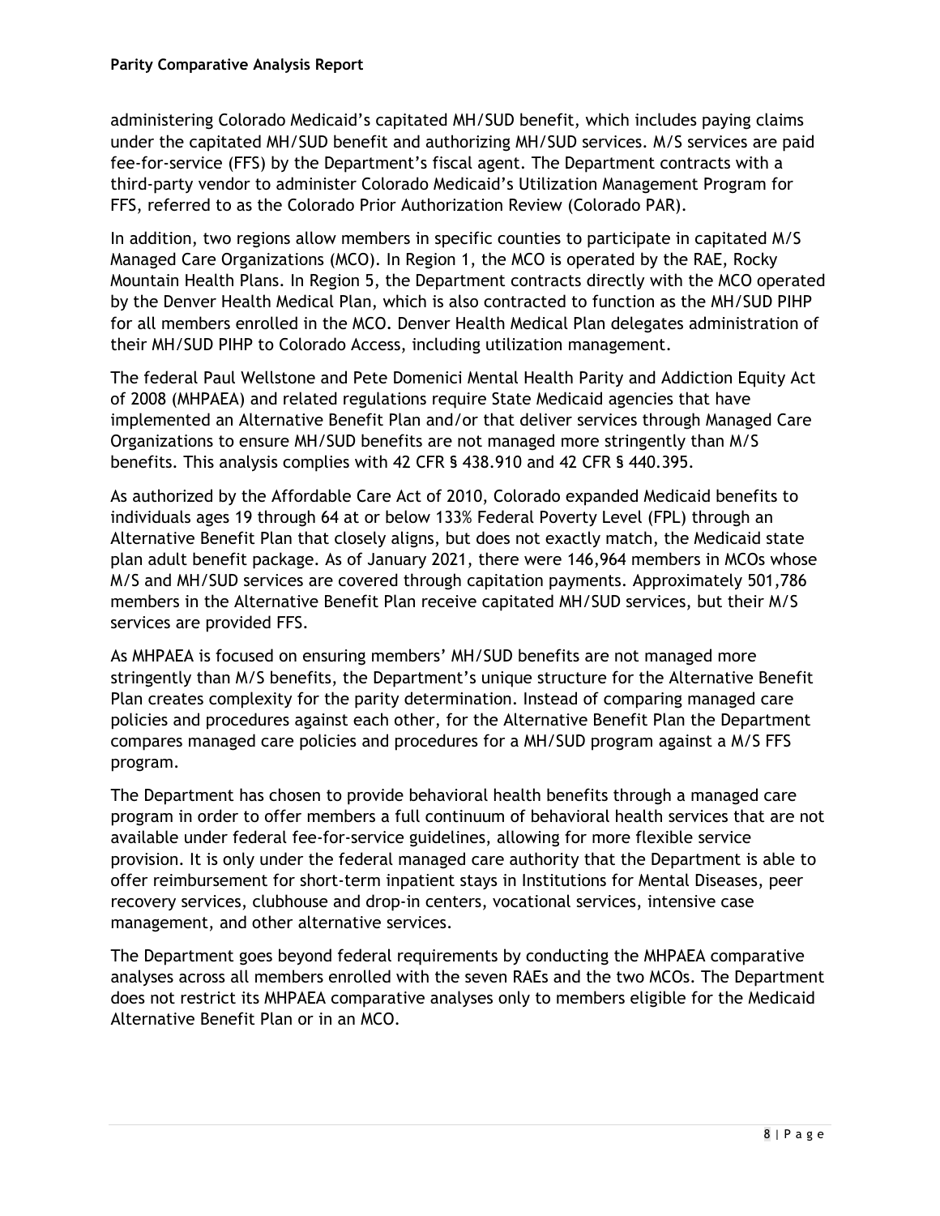administering Colorado Medicaid's capitated MH/SUD benefit, which includes paying claims under the capitated MH/SUD benefit and authorizing MH/SUD services. M/S services are paid fee-for-service (FFS) by the Department's fiscal agent. The Department contracts with a third-party vendor to administer Colorado Medicaid's Utilization Management Program for FFS, referred to as the Colorado Prior Authorization Review (Colorado PAR).

In addition, two regions allow members in specific counties to participate in capitated M/S Managed Care Organizations (MCO). In Region 1, the MCO is operated by the RAE, Rocky Mountain Health Plans. In Region 5, the Department contracts directly with the MCO operated by the Denver Health Medical Plan, which is also contracted to function as the MH/SUD PIHP for all members enrolled in the MCO. Denver Health Medical Plan delegates administration of their MH/SUD PIHP to Colorado Access, including utilization management.

The federal Paul Wellstone and Pete Domenici Mental Health Parity and Addiction Equity Act of 2008 (MHPAEA) and related regulations require State Medicaid agencies that have implemented an Alternative Benefit Plan and/or that deliver services through Managed Care Organizations to ensure MH/SUD benefits are not managed more stringently than M/S benefits. This analysis complies with 42 CFR § 438.910 and 42 CFR § 440.395.

As authorized by the Affordable Care Act of 2010, Colorado expanded Medicaid benefits to individuals ages 19 through 64 at or below 133% Federal Poverty Level (FPL) through an Alternative Benefit Plan that closely aligns, but does not exactly match, the Medicaid state plan adult benefit package. As of January 2021, there were 146,964 members in MCOs whose M/S and MH/SUD services are covered through capitation payments. Approximately 501,786 members in the Alternative Benefit Plan receive capitated MH/SUD services, but their M/S services are provided FFS.

As MHPAEA is focused on ensuring members' MH/SUD benefits are not managed more stringently than M/S benefits, the Department's unique structure for the Alternative Benefit Plan creates complexity for the parity determination. Instead of comparing managed care policies and procedures against each other, for the Alternative Benefit Plan the Department compares managed care policies and procedures for a MH/SUD program against a M/S FFS program.

The Department has chosen to provide behavioral health benefits through a managed care program in order to offer members a full continuum of behavioral health services that are not available under federal fee-for-service guidelines, allowing for more flexible service provision. It is only under the federal managed care authority that the Department is able to offer reimbursement for short-term inpatient stays in Institutions for Mental Diseases, peer recovery services, clubhouse and drop-in centers, vocational services, intensive case management, and other alternative services.

The Department goes beyond federal requirements by conducting the MHPAEA comparative analyses across all members enrolled with the seven RAEs and the two MCOs. The Department does not restrict its MHPAEA comparative analyses only to members eligible for the Medicaid Alternative Benefit Plan or in an MCO.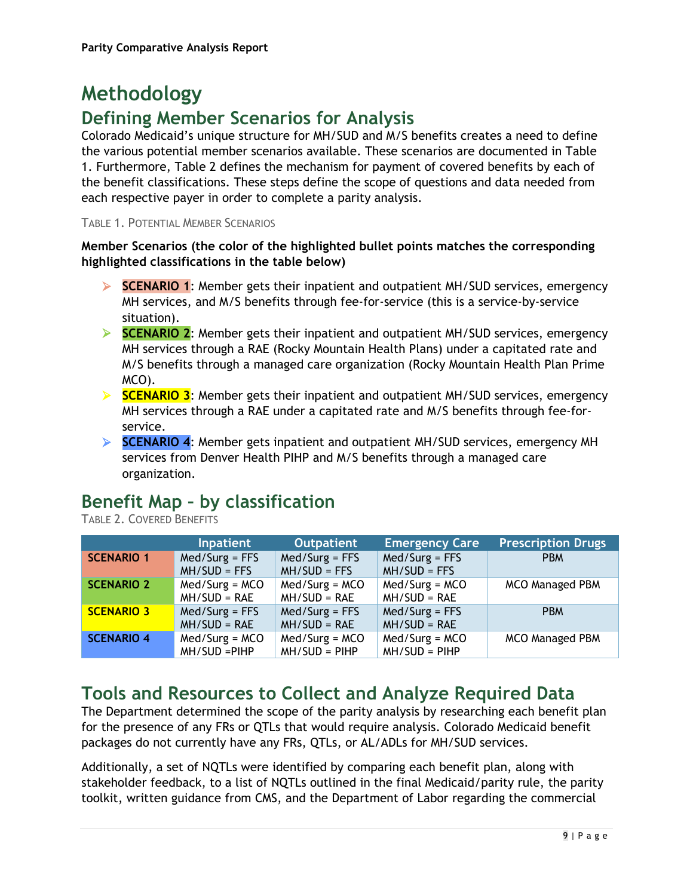# Methodology

## Defining Member Scenarios for Analysis

Colorado Medicaid's unique structure for MH/SUD and M/S benefits creates a need to define the various potential member scenarios available. These scenarios are documented in Table 1. Furthermore, Table 2 defines the mechanism for payment of covered benefits by each of the benefit classifications. These steps define the scope of questions and data needed from each respective payer in order to complete a parity analysis.

TABLE 1. POTENTIAL MEMBER SCENARIOS

**Member Scenarios (the color of the highlighted bullet points matches the corresponding highlighted classifications in the table below)**

- **SCENARIO 1**: Member gets their inpatient and outpatient MH/SUD services, emergency MH services, and M/S benefits through fee-for-service (this is a service-by-service situation).
- **SCENARIO 2**: Member gets their inpatient and outpatient MH/SUD services, emergency MH services through a RAE (Rocky Mountain Health Plans) under a capitated rate and M/S benefits through a managed care organization (Rocky Mountain Health Plan Prime MCO).
- **SCENARIO 3**: Member gets their inpatient and outpatient MH/SUD services, emergency MH services through a RAE under a capitated rate and M/S benefits through fee-for-service.
- **SCENARIO 4**: Member gets inpatient and outpatient MH/SUD services, emergency MH services from Denver Health PIHP and M/S benefits through a managed care organization.

## Benefit Map – by classification

TABLE 2. COVERED BENEFITS

| | Inpatient | Outpatient | Emergency Care | Prescription Drugs |
|---|---|---|---|---|
| **SCENARIO 1** | Med/Surg = FFS<br>MH/SUD = FFS | Med/Surg = FFS<br>MH/SUD = FFS | Med/Surg = FFS<br>MH/SUD = FFS | PBM |
| **SCENARIO 2** | Med/Surg = MCO<br>MH/SUD = RAE | Med/Surg = MCO<br>MH/SUD = RAE | Med/Surg = MCO<br>MH/SUD = RAE | MCO Managed PBM |
| **SCENARIO 3** | Med/Surg = FFS<br>MH/SUD = RAE | Med/Surg = FFS<br>MH/SUD = RAE | Med/Surg = FFS<br>MH/SUD = RAE | PBM |
| **SCENARIO 4** | Med/Surg = MCO<br>MH/SUD =PIHP | Med/Surg = MCO<br>MH/SUD = PIHP | Med/Surg = MCO<br>MH/SUD = PIHP | MCO Managed PBM |

## Tools and Resources to Collect and Analyze Required Data

The Department determined the scope of the parity analysis by researching each benefit plan for the presence of any FRs or QTLs that would require analysis. Colorado Medicaid benefit packages do not currently have any FRs, QTLs, or AL/ADLs for MH/SUD services.

Additionally, a set of NQTLs were identified by comparing each benefit plan, along with stakeholder feedback, to a list of NQTLs outlined in the final Medicaid/parity rule, the parity toolkit, written guidance from CMS, and the Department of Labor regarding the commercial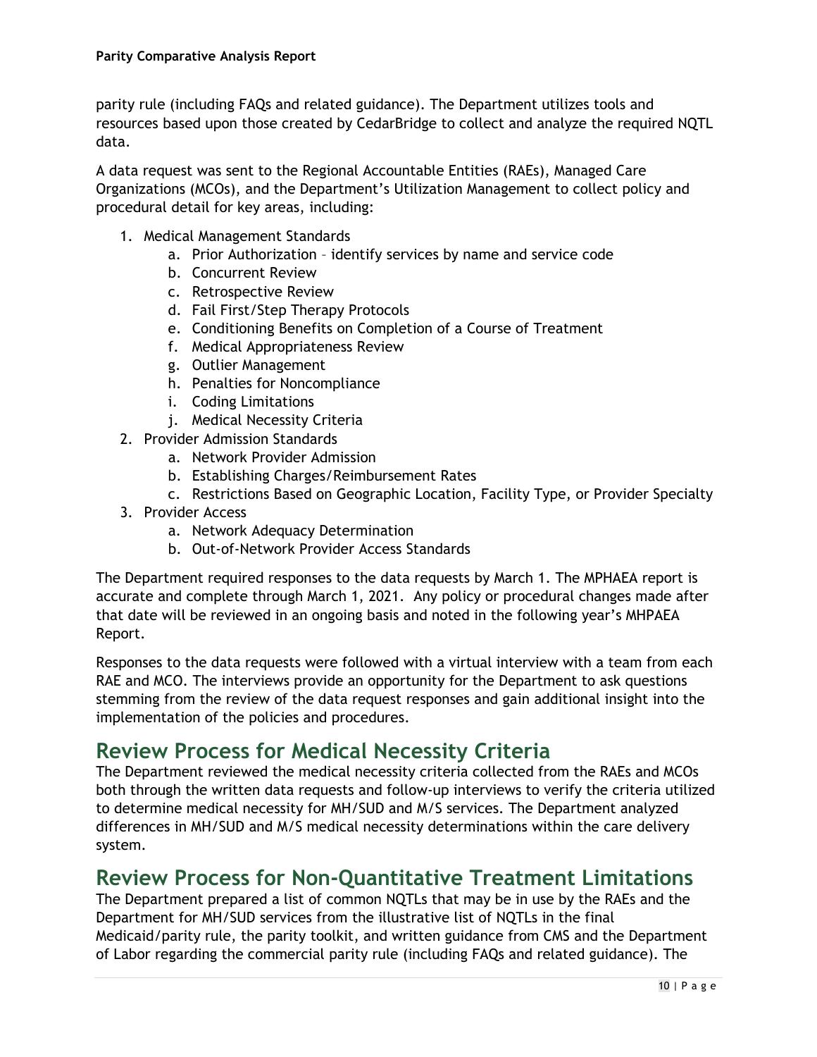parity rule (including FAQs and related guidance). The Department utilizes tools and resources based upon those created by CedarBridge to collect and analyze the required NQTL data.

A data request was sent to the Regional Accountable Entities (RAEs), Managed Care Organizations (MCOs), and the Department's Utilization Management to collect policy and procedural detail for key areas, including:

1. Medical Management Standards
    a. Prior Authorization – identify services by name and service code
    b. Concurrent Review
    c. Retrospective Review
    d. Fail First/Step Therapy Protocols
    e. Conditioning Benefits on Completion of a Course of Treatment
    f. Medical Appropriateness Review
    g. Outlier Management
    h. Penalties for Noncompliance
    i. Coding Limitations
    j. Medical Necessity Criteria
2. Provider Admission Standards
    a. Network Provider Admission
    b. Establishing Charges/Reimbursement Rates
    c. Restrictions Based on Geographic Location, Facility Type, or Provider Specialty
3. Provider Access
    a. Network Adequacy Determination
    b. Out-of-Network Provider Access Standards

The Department required responses to the data requests by March 1. The MPHAEA report is accurate and complete through March 1, 2021. Any policy or procedural changes made after that date will be reviewed in an ongoing basis and noted in the following year's MHPAEA Report.

Responses to the data requests were followed with a virtual interview with a team from each RAE and MCO. The interviews provide an opportunity for the Department to ask questions stemming from the review of the data request responses and gain additional insight into the implementation of the policies and procedures.

## Review Process for Medical Necessity Criteria

The Department reviewed the medical necessity criteria collected from the RAEs and MCOs both through the written data requests and follow-up interviews to verify the criteria utilized to determine medical necessity for MH/SUD and M/S services. The Department analyzed differences in MH/SUD and M/S medical necessity determinations within the care delivery system.

## Review Process for Non-Quantitative Treatment Limitations

The Department prepared a list of common NQTLs that may be in use by the RAEs and the Department for MH/SUD services from the illustrative list of NQTLs in the final Medicaid/parity rule, the parity toolkit, and written guidance from CMS and the Department of Labor regarding the commercial parity rule (including FAQs and related guidance). The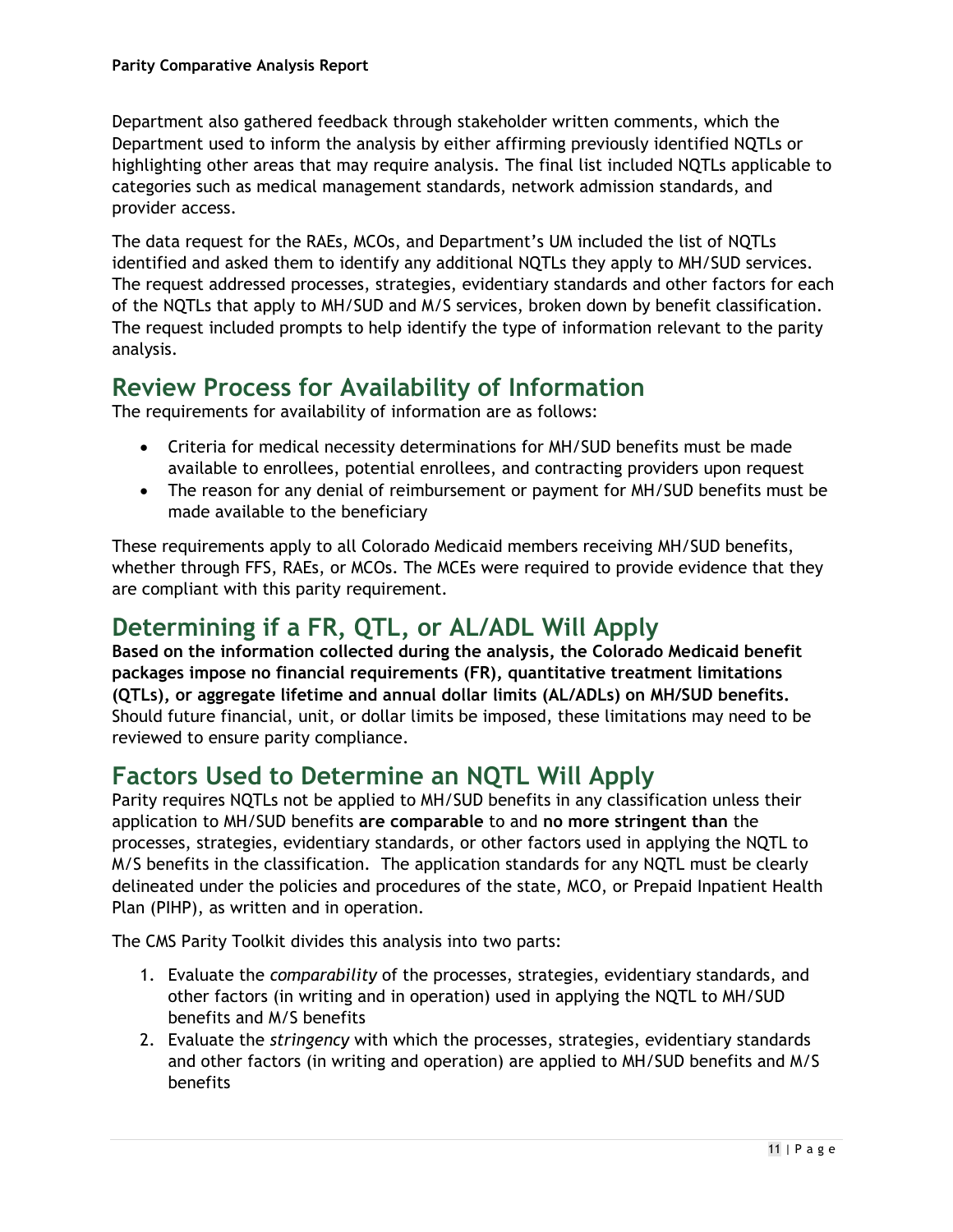Department also gathered feedback through stakeholder written comments, which the Department used to inform the analysis by either affirming previously identified NQTLs or highlighting other areas that may require analysis. The final list included NQTLs applicable to categories such as medical management standards, network admission standards, and provider access.

The data request for the RAEs, MCOs, and Department's UM included the list of NQTLs identified and asked them to identify any additional NQTLs they apply to MH/SUD services. The request addressed processes, strategies, evidentiary standards and other factors for each of the NQTLs that apply to MH/SUD and M/S services, broken down by benefit classification. The request included prompts to help identify the type of information relevant to the parity analysis.

## Review Process for Availability of Information

The requirements for availability of information are as follows:

- Criteria for medical necessity determinations for MH/SUD benefits must be made available to enrollees, potential enrollees, and contracting providers upon request
- The reason for any denial of reimbursement or payment for MH/SUD benefits must be made available to the beneficiary

These requirements apply to all Colorado Medicaid members receiving MH/SUD benefits, whether through FFS, RAEs, or MCOs. The MCEs were required to provide evidence that they are compliant with this parity requirement.

## Determining if a FR, QTL, or AL/ADL Will Apply

**Based on the information collected during the analysis, the Colorado Medicaid benefit packages impose no financial requirements (FR), quantitative treatment limitations (QTLs), or aggregate lifetime and annual dollar limits (AL/ADLs) on MH/SUD benefits.** Should future financial, unit, or dollar limits be imposed, these limitations may need to be reviewed to ensure parity compliance.

## Factors Used to Determine an NQTL Will Apply

Parity requires NQTLs not be applied to MH/SUD benefits in any classification unless their application to MH/SUD benefits **are comparable** to and **no more stringent than** the processes, strategies, evidentiary standards, or other factors used in applying the NQTL to M/S benefits in the classification. The application standards for any NQTL must be clearly delineated under the policies and procedures of the state, MCO, or Prepaid Inpatient Health Plan (PIHP), as written and in operation.

The CMS Parity Toolkit divides this analysis into two parts:

1. Evaluate the *comparability* of the processes, strategies, evidentiary standards, and other factors (in writing and in operation) used in applying the NQTL to MH/SUD benefits and M/S benefits
2. Evaluate the *stringency* with which the processes, strategies, evidentiary standards and other factors (in writing and operation) are applied to MH/SUD benefits and M/S benefits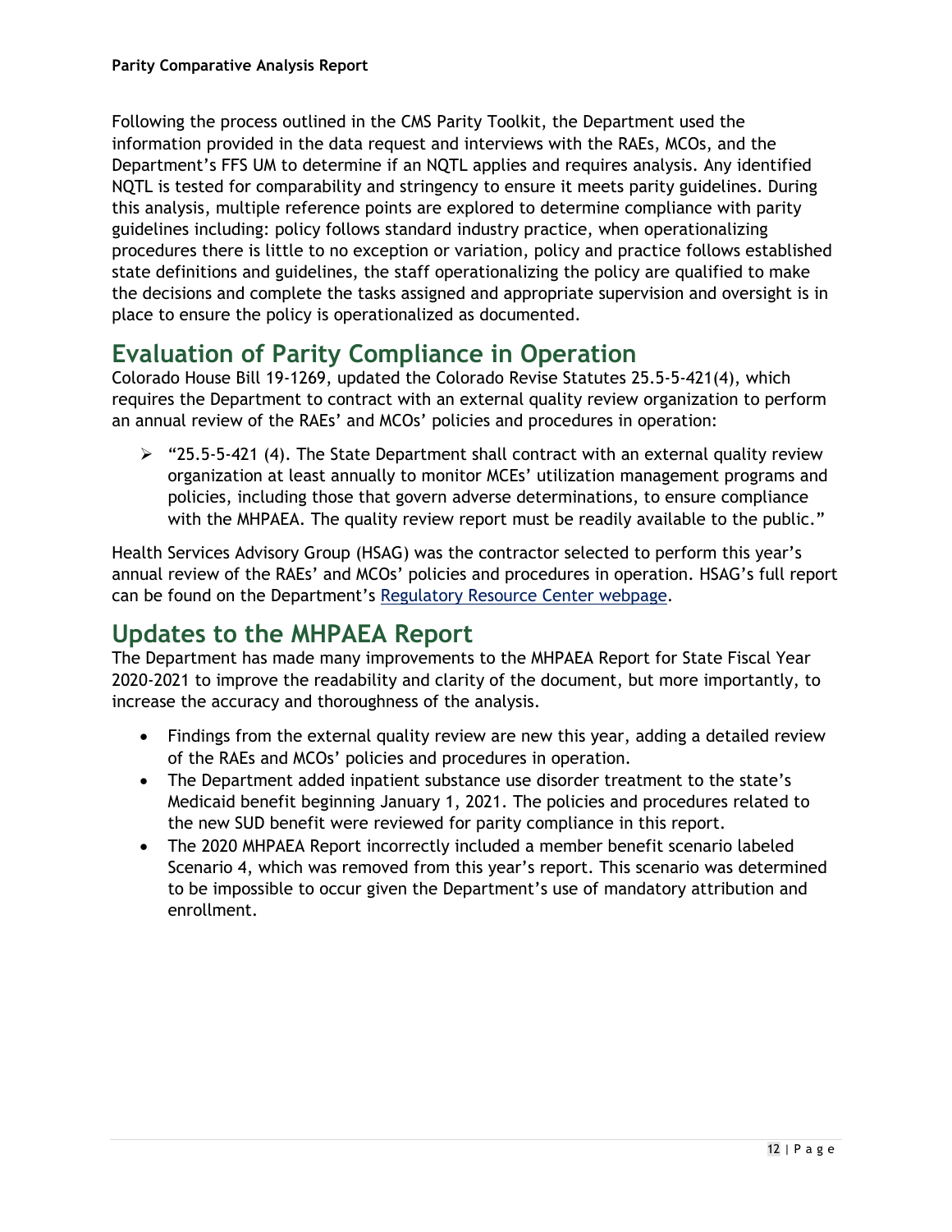Following the process outlined in the CMS Parity Toolkit, the Department used the information provided in the data request and interviews with the RAEs, MCOs, and the Department's FFS UM to determine if an NQTL applies and requires analysis. Any identified NQTL is tested for comparability and stringency to ensure it meets parity guidelines. During this analysis, multiple reference points are explored to determine compliance with parity guidelines including: policy follows standard industry practice, when operationalizing procedures there is little to no exception or variation, policy and practice follows established state definitions and guidelines, the staff operationalizing the policy are qualified to make the decisions and complete the tasks assigned and appropriate supervision and oversight is in place to ensure the policy is operationalized as documented.

## Evaluation of Parity Compliance in Operation

Colorado House Bill 19-1269, updated the Colorado Revise Statutes 25.5-5-421(4), which requires the Department to contract with an external quality review organization to perform an annual review of the RAEs' and MCOs' policies and procedures in operation:

- "25.5-5-421 (4). The State Department shall contract with an external quality review organization at least annually to monitor MCEs' utilization management programs and policies, including those that govern adverse determinations, to ensure compliance with the MHPAEA. The quality review report must be readily available to the public."

Health Services Advisory Group (HSAG) was the contractor selected to perform this year's annual review of the RAEs' and MCOs' policies and procedures in operation. HSAG's full report can be found on the Department's Regulatory Resource Center webpage.

## Updates to the MHPAEA Report

The Department has made many improvements to the MHPAEA Report for State Fiscal Year 2020-2021 to improve the readability and clarity of the document, but more importantly, to increase the accuracy and thoroughness of the analysis.

- Findings from the external quality review are new this year, adding a detailed review of the RAEs and MCOs' policies and procedures in operation.
- The Department added inpatient substance use disorder treatment to the state's Medicaid benefit beginning January 1, 2021. The policies and procedures related to the new SUD benefit were reviewed for parity compliance in this report.
- The 2020 MHPAEA Report incorrectly included a member benefit scenario labeled Scenario 4, which was removed from this year's report. This scenario was determined to be impossible to occur given the Department's use of mandatory attribution and enrollment.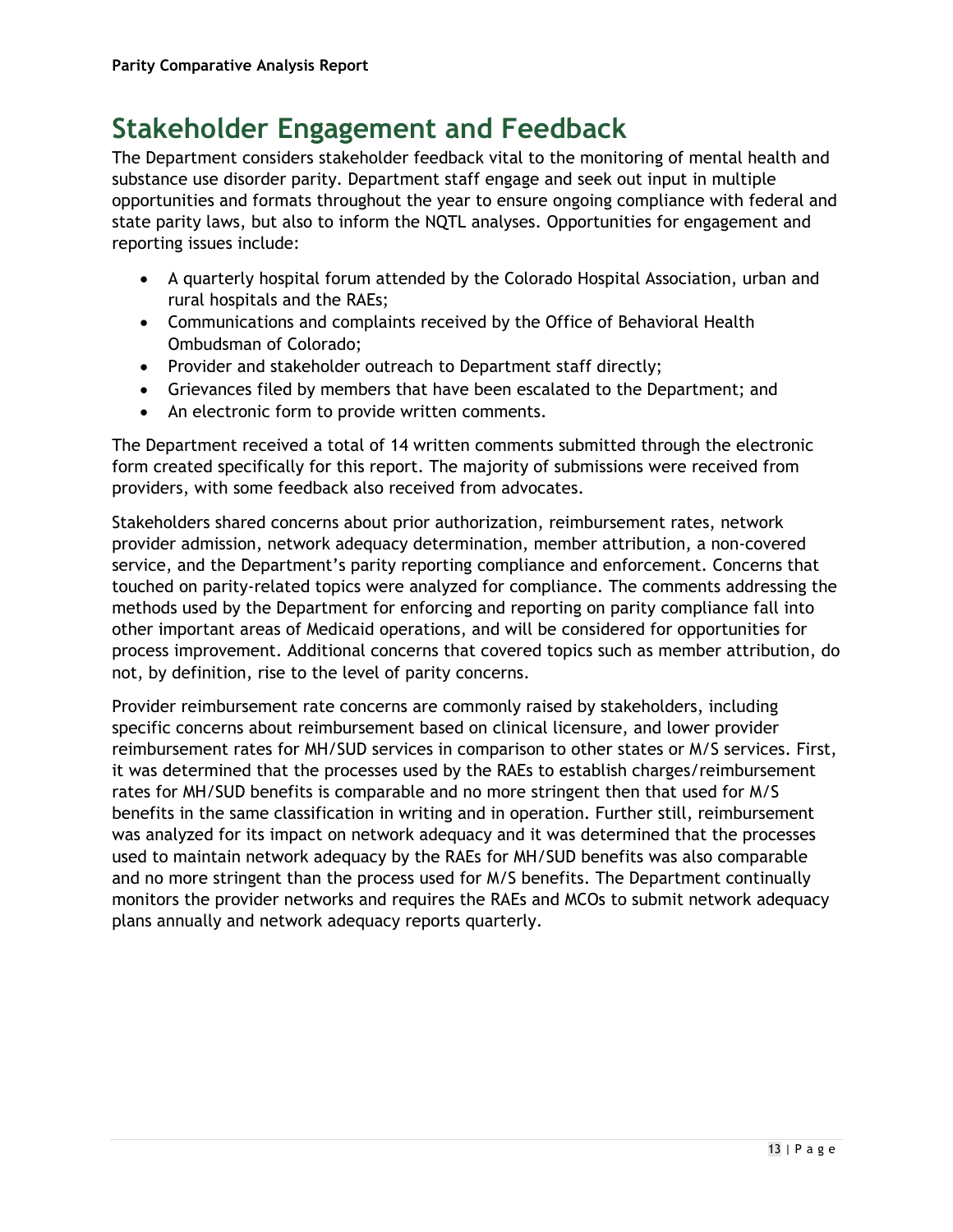# Stakeholder Engagement and Feedback

The Department considers stakeholder feedback vital to the monitoring of mental health and substance use disorder parity. Department staff engage and seek out input in multiple opportunities and formats throughout the year to ensure ongoing compliance with federal and state parity laws, but also to inform the NQTL analyses. Opportunities for engagement and reporting issues include:

- A quarterly hospital forum attended by the Colorado Hospital Association, urban and rural hospitals and the RAEs;
- Communications and complaints received by the Office of Behavioral Health Ombudsman of Colorado;
- Provider and stakeholder outreach to Department staff directly;
- Grievances filed by members that have been escalated to the Department; and
- An electronic form to provide written comments.

The Department received a total of 14 written comments submitted through the electronic form created specifically for this report. The majority of submissions were received from providers, with some feedback also received from advocates.

Stakeholders shared concerns about prior authorization, reimbursement rates, network provider admission, network adequacy determination, member attribution, a non-covered service, and the Department's parity reporting compliance and enforcement. Concerns that touched on parity-related topics were analyzed for compliance. The comments addressing the methods used by the Department for enforcing and reporting on parity compliance fall into other important areas of Medicaid operations, and will be considered for opportunities for process improvement. Additional concerns that covered topics such as member attribution, do not, by definition, rise to the level of parity concerns.

Provider reimbursement rate concerns are commonly raised by stakeholders, including specific concerns about reimbursement based on clinical licensure, and lower provider reimbursement rates for MH/SUD services in comparison to other states or M/S services. First, it was determined that the processes used by the RAEs to establish charges/reimbursement rates for MH/SUD benefits is comparable and no more stringent then that used for M/S benefits in the same classification in writing and in operation. Further still, reimbursement was analyzed for its impact on network adequacy and it was determined that the processes used to maintain network adequacy by the RAEs for MH/SUD benefits was also comparable and no more stringent than the process used for M/S benefits. The Department continually monitors the provider networks and requires the RAEs and MCOs to submit network adequacy plans annually and network adequacy reports quarterly.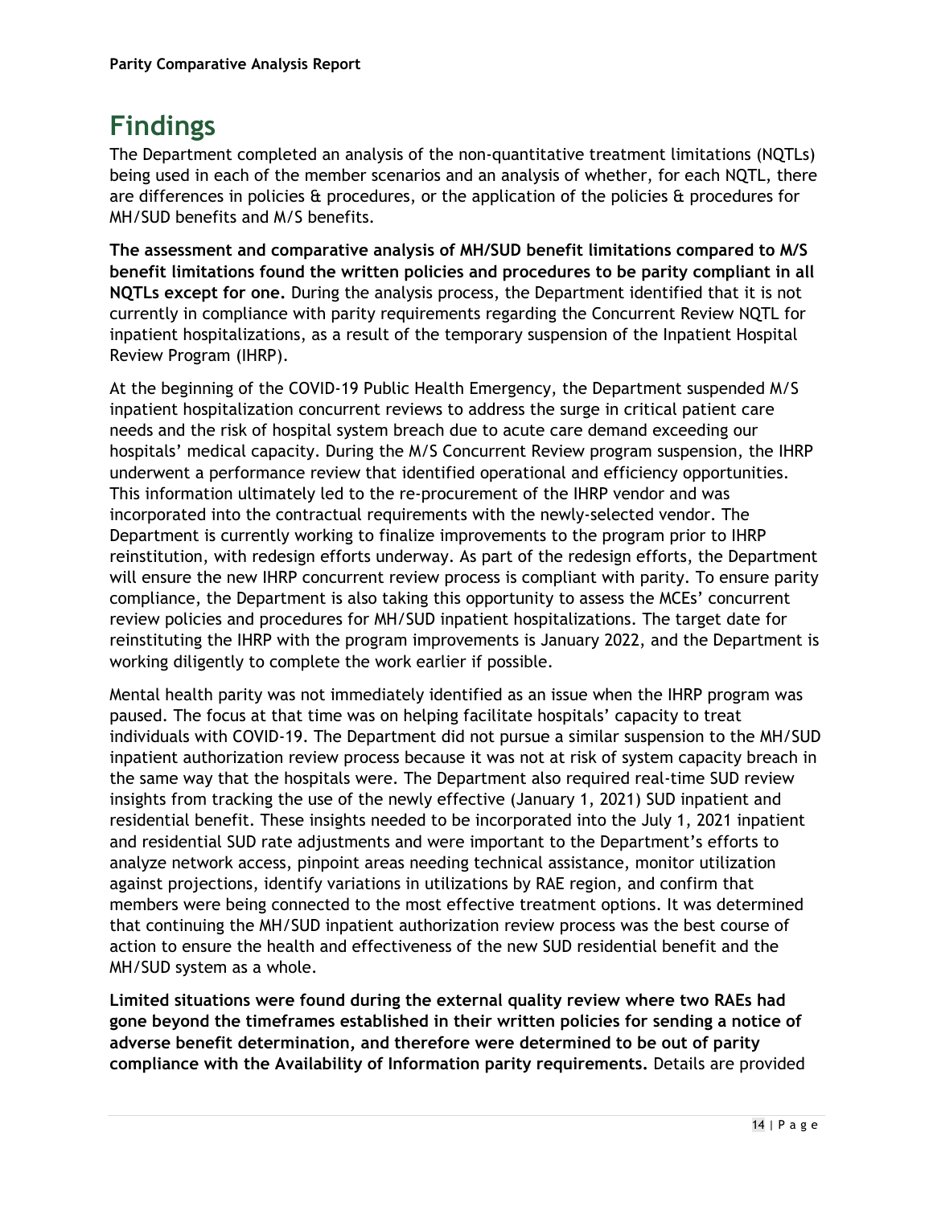# Findings

The Department completed an analysis of the non-quantitative treatment limitations (NQTLs) being used in each of the member scenarios and an analysis of whether, for each NQTL, there are differences in policies & procedures, or the application of the policies & procedures for MH/SUD benefits and M/S benefits.

**The assessment and comparative analysis of MH/SUD benefit limitations compared to M/S benefit limitations found the written policies and procedures to be parity compliant in all NQTLs except for one.** During the analysis process, the Department identified that it is not currently in compliance with parity requirements regarding the Concurrent Review NQTL for inpatient hospitalizations, as a result of the temporary suspension of the Inpatient Hospital Review Program (IHRP).

At the beginning of the COVID-19 Public Health Emergency, the Department suspended M/S inpatient hospitalization concurrent reviews to address the surge in critical patient care needs and the risk of hospital system breach due to acute care demand exceeding our hospitals' medical capacity. During the M/S Concurrent Review program suspension, the IHRP underwent a performance review that identified operational and efficiency opportunities. This information ultimately led to the re-procurement of the IHRP vendor and was incorporated into the contractual requirements with the newly-selected vendor. The Department is currently working to finalize improvements to the program prior to IHRP reinstitution, with redesign efforts underway. As part of the redesign efforts, the Department will ensure the new IHRP concurrent review process is compliant with parity. To ensure parity compliance, the Department is also taking this opportunity to assess the MCEs' concurrent review policies and procedures for MH/SUD inpatient hospitalizations. The target date for reinstituting the IHRP with the program improvements is January 2022, and the Department is working diligently to complete the work earlier if possible.

Mental health parity was not immediately identified as an issue when the IHRP program was paused. The focus at that time was on helping facilitate hospitals' capacity to treat individuals with COVID-19. The Department did not pursue a similar suspension to the MH/SUD inpatient authorization review process because it was not at risk of system capacity breach in the same way that the hospitals were. The Department also required real-time SUD review insights from tracking the use of the newly effective (January 1, 2021) SUD inpatient and residential benefit. These insights needed to be incorporated into the July 1, 2021 inpatient and residential SUD rate adjustments and were important to the Department's efforts to analyze network access, pinpoint areas needing technical assistance, monitor utilization against projections, identify variations in utilizations by RAE region, and confirm that members were being connected to the most effective treatment options. It was determined that continuing the MH/SUD inpatient authorization review process was the best course of action to ensure the health and effectiveness of the new SUD residential benefit and the MH/SUD system as a whole.

**Limited situations were found during the external quality review where two RAEs had gone beyond the timeframes established in their written policies for sending a notice of adverse benefit determination, and therefore were determined to be out of parity compliance with the Availability of Information parity requirements.** Details are provided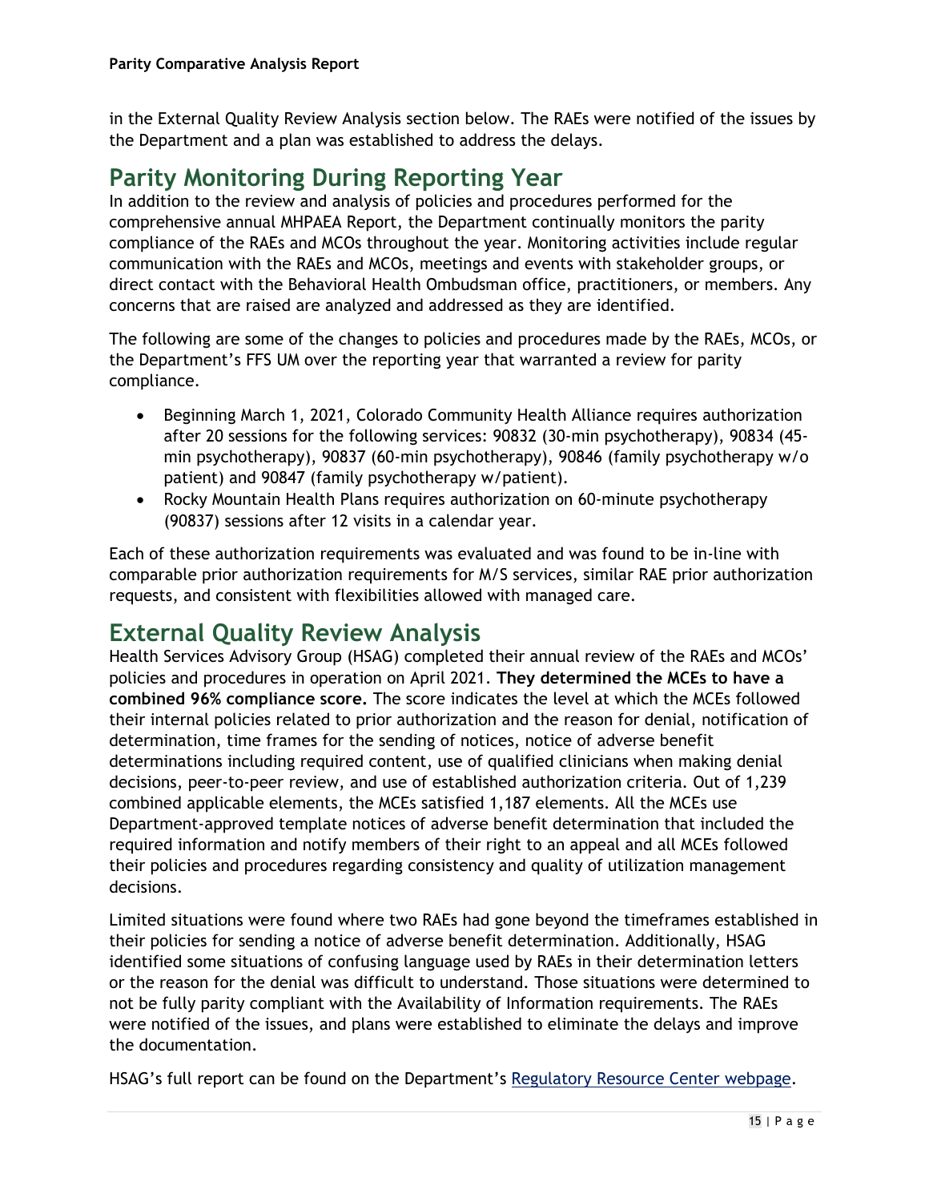in the External Quality Review Analysis section below. The RAEs were notified of the issues by the Department and a plan was established to address the delays.

## Parity Monitoring During Reporting Year

In addition to the review and analysis of policies and procedures performed for the comprehensive annual MHPAEA Report, the Department continually monitors the parity compliance of the RAEs and MCOs throughout the year. Monitoring activities include regular communication with the RAEs and MCOs, meetings and events with stakeholder groups, or direct contact with the Behavioral Health Ombudsman office, practitioners, or members. Any concerns that are raised are analyzed and addressed as they are identified.

The following are some of the changes to policies and procedures made by the RAEs, MCOs, or the Department's FFS UM over the reporting year that warranted a review for parity compliance.

- Beginning March 1, 2021, Colorado Community Health Alliance requires authorization after 20 sessions for the following services: 90832 (30-min psychotherapy), 90834 (45-min psychotherapy), 90837 (60-min psychotherapy), 90846 (family psychotherapy w/o patient) and 90847 (family psychotherapy w/patient).
- Rocky Mountain Health Plans requires authorization on 60-minute psychotherapy (90837) sessions after 12 visits in a calendar year.

Each of these authorization requirements was evaluated and was found to be in-line with comparable prior authorization requirements for M/S services, similar RAE prior authorization requests, and consistent with flexibilities allowed with managed care.

## External Quality Review Analysis

Health Services Advisory Group (HSAG) completed their annual review of the RAEs and MCOs' policies and procedures in operation on April 2021. **They determined the MCEs to have a combined 96% compliance score.** The score indicates the level at which the MCEs followed their internal policies related to prior authorization and the reason for denial, notification of determination, time frames for the sending of notices, notice of adverse benefit determinations including required content, use of qualified clinicians when making denial decisions, peer-to-peer review, and use of established authorization criteria. Out of 1,239 combined applicable elements, the MCEs satisfied 1,187 elements. All the MCEs use Department-approved template notices of adverse benefit determination that included the required information and notify members of their right to an appeal and all MCEs followed their policies and procedures regarding consistency and quality of utilization management decisions.

Limited situations were found where two RAEs had gone beyond the timeframes established in their policies for sending a notice of adverse benefit determination. Additionally, HSAG identified some situations of confusing language used by RAEs in their determination letters or the reason for the denial was difficult to understand. Those situations were determined to not be fully parity compliant with the Availability of Information requirements. The RAEs were notified of the issues, and plans were established to eliminate the delays and improve the documentation.

HSAG's full report can be found on the Department's Regulatory Resource Center webpage.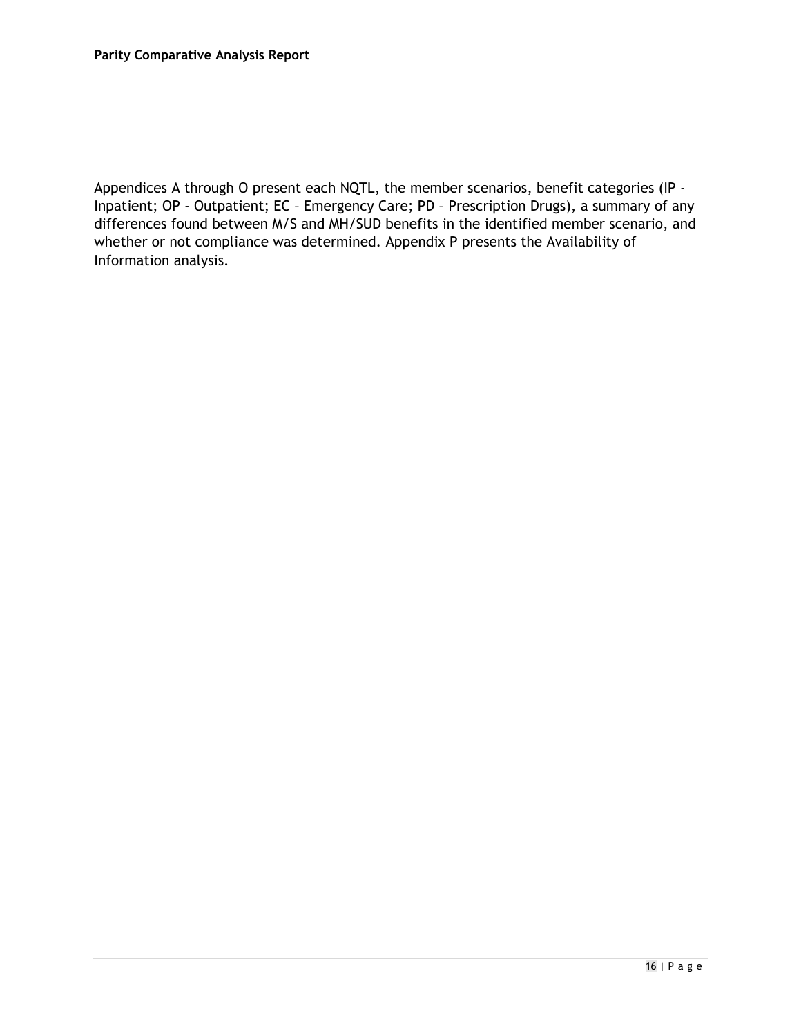Appendices A through O present each NQTL, the member scenarios, benefit categories (IP - Inpatient; OP - Outpatient; EC – Emergency Care; PD – Prescription Drugs), a summary of any differences found between M/S and MH/SUD benefits in the identified member scenario, and whether or not compliance was determined. Appendix P presents the Availability of Information analysis.